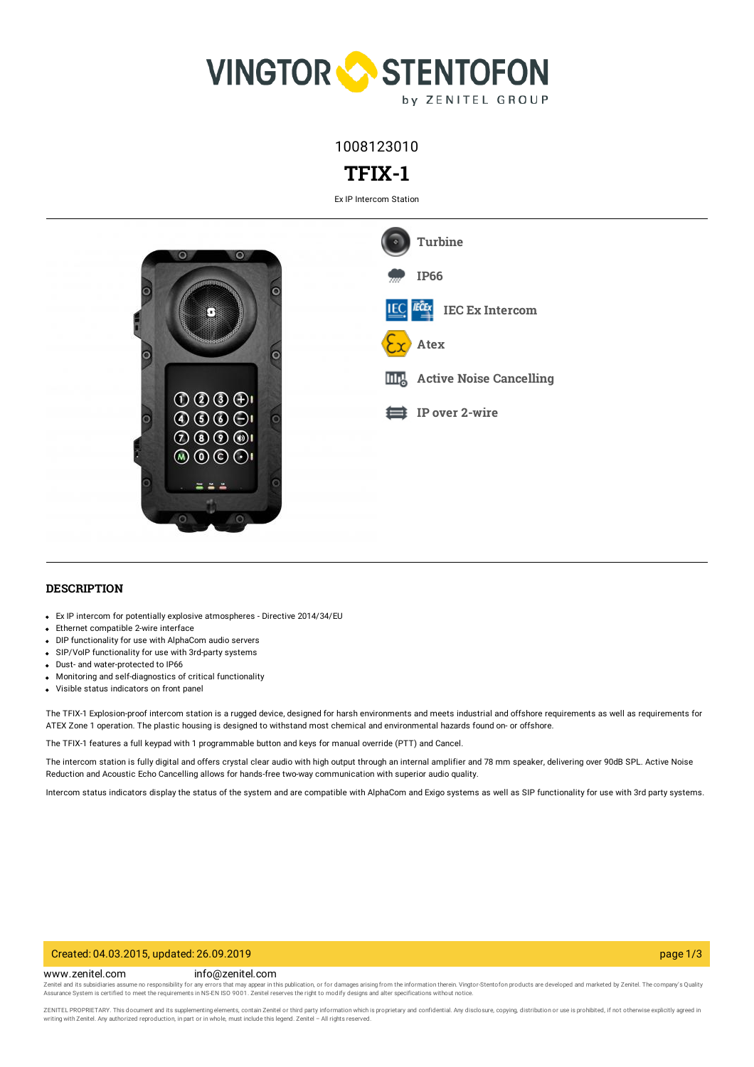1008123010

# TFIX-1

Ex IP Intercom Station

Turbine

IP66

IEC Ex Intercom

Atex

Active Noise Cancelling

IP over 2-wire

## DESCRIPTION

- Ex IP intercom for potentially explosive atmospheres - Directive 2014/34/EU
- Ethernet compatible 2-wire interface
- DIP functionality for use with AlphaCom audio servers
- SIP/VoIP functionality for use with 3rd-party systems
- Dust- and water-protected to IP66
- Monitoring and self-diagnostics of critical functionality
- Visible status indicators on front panel

The TFIX-1 Explosion-proof intercom station is a rugged device, designed for harsh environments and meets industrial and offshore requirements as well as requirements for ATEX Zone 1 operation. The plastic housing is designed to withstand most chemical and environmental hazards found on- or offshore.

The TFIX-1 features a full keypad with 1 programmable button and keys for manual override (PTT) and Cancel.

The intercom station is fully digital and offers crystal clear audio with high output through an internal amplifier and 78 mm speaker, delivering over 90dB SPL. Active Noise Reduction and Acoustic Echo Cancelling allows for hands-free two-way communication with superior audio quality.

Intercom status indicators display the status of the system and are compatible with AlphaCom and Exigo systems as well as SIP functionality for use with 3rd party systems.

Created: 04.03.2015, updated: 26.09.2019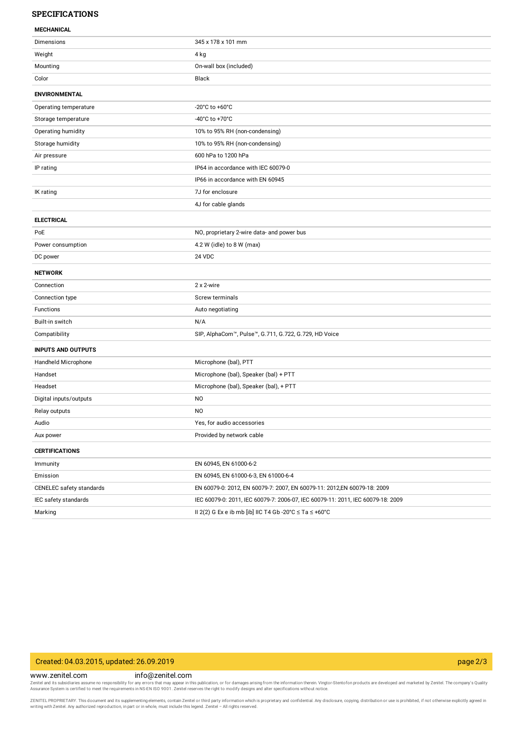## SPECIFICATIONS

| MECHANICAL | |
|---|---|
| Dimensions | 345 x 178 x 101 mm |
| Weight | 4 kg |
| Mounting | On-wall box (included) |
| Color | Black |
| **ENVIRONMENTAL** | |
| Operating temperature | -20°C to +60°C |
| Storage temperature | -40°C to +70°C |
| Operating humidity | 10% to 95% RH (non-condensing) |
| Storage humidity | 10% to 95% RH (non-condensing) |
| Air pressure | 600 hPa to 1200 hPa |
| IP rating | IP64 in accordance with IEC 60079-0 |
| | IP66 in accordance with EN 60945 |
| IK rating | 7J for enclosure |
| | 4J for cable glands |
| **ELECTRICAL** | |
| PoE | NO, proprietary 2-wire data- and power bus |
| Power consumption | 4.2 W (idle) to 8 W (max) |
| DC power | 24 VDC |
| **NETWORK** | |
| Connection | 2 x 2-wire |
| Connection type | Screw terminals |
| Functions | Auto negotiating |
| Built-in switch | N/A |
| Compatibility | SIP, AlphaCom™, Pulse™, G.711, G.722, G.729, HD Voice |
| **INPUTS AND OUTPUTS** | |
| Handheld Microphone | Microphone (bal), PTT |
| Handset | Microphone (bal), Speaker (bal) + PTT |
| Headset | Microphone (bal), Speaker (bal), + PTT |
| Digital inputs/outputs | NO |
| Relay outputs | NO |
| Audio | Yes, for audio accessories |
| Aux power | Provided by network cable |
| **CERTIFICATIONS** | |
| Immunity | EN 60945, EN 61000-6-2 |
| Emission | EN 60945, EN 61000-6-3, EN 61000-6-4 |
| CENELEC safety standards | EN 60079-0: 2012, EN 60079-7: 2007, EN 60079-11: 2012,EN 60079-18: 2009 |
| IEC safety standards | IEC 60079-0: 2011, IEC 60079-7: 2006-07, IEC 60079-11: 2011, IEC 60079-18: 2009 |
| Marking | II 2(2) G Ex e ib mb [ib] IIC T4 Gb -20°C ≤ Ta ≤ +60°C |

Created: 04.03.2015, updated: 26.09.2019

www.zenitel.com info@zenitel.com

Zenitel and its subsidiaries assume no responsibility for any errors that may appear in this publication, or for damages arising from the information therein. Vingtor-Stentofon products are developed and marketed by Zenitel. The company's Quality Assurance System is certified to meet the requirements in NS-EN ISO 9001. Zenitel reserves the right to modify designs and alter specifications without notice.

ZENITEL PROPRIETARY. This document and its supplementing elements, contain Zenitel or third party information which is proprietary and confidential. Any disclosure, copying, distribution or use is prohibited, if not otherwise explicitly agreed in writing with Zenitel. Any authorized reproduction, in part or in whole, must include this legend. Zenitel – All rights reserved.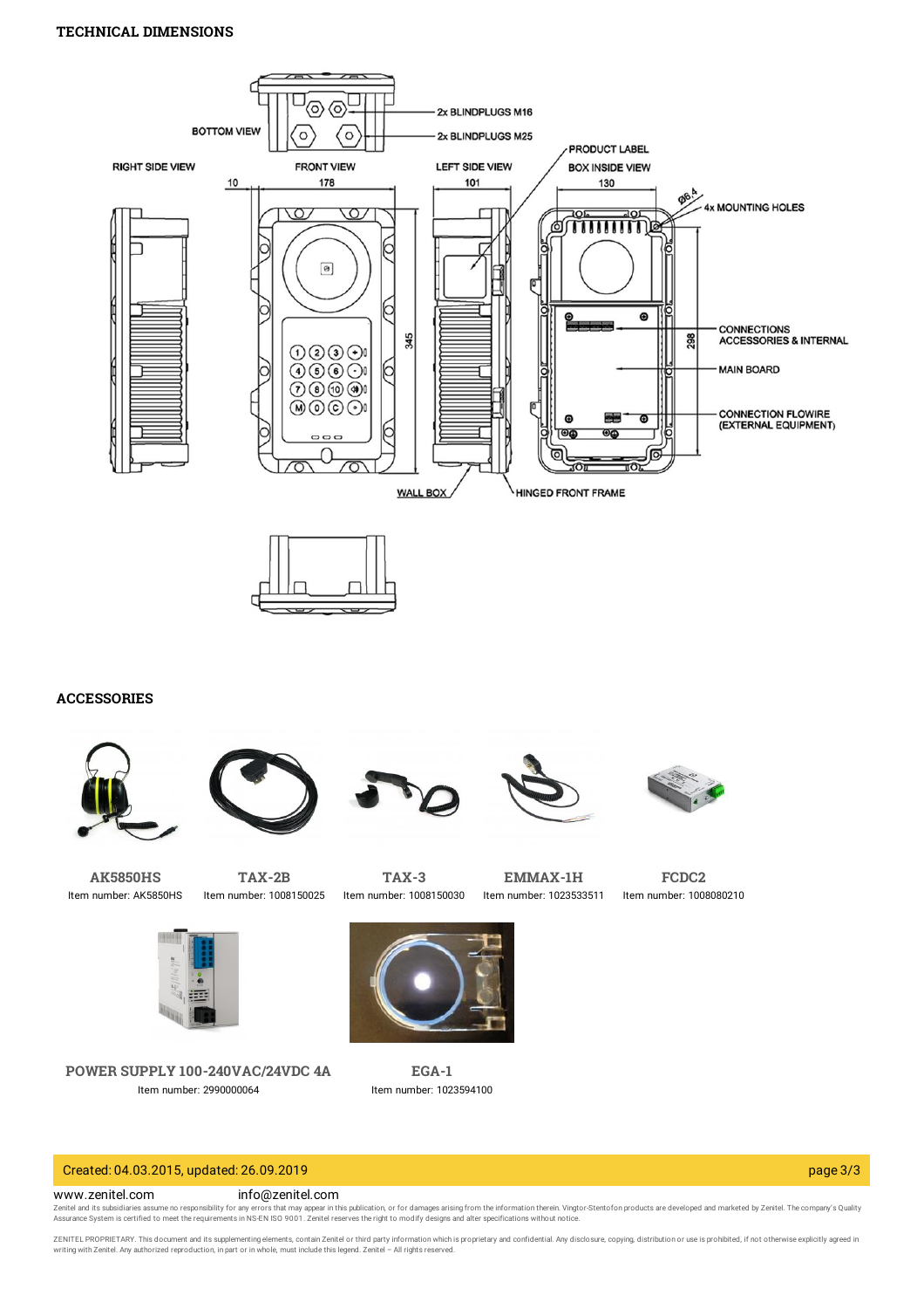## TECHNICAL DIMENSIONS

BOTTOM VIEW
2x BLINDPLUGS M16
2x BLINDPLUGS M25
PRODUCT LABEL
RIGHT SIDE VIEW
FRONT VIEW
LEFT SIDE VIEW
BOX INSIDE VIEW
10
178
101
130
Ø6.4
4x MOUNTING HOLES
345
298
CONNECTIONS ACCESSORIES & INTERNAL
MAIN BOARD
CONNECTION FLOWIRE (EXTERNAL EQUIPMENT)
WALL BOX
HINGED FRONT FRAME

## ACCESSORIES

**AK5850HS**
Item number: AK5850HS

**TAX-2B**
Item number: 1008150025

**TAX-3**
Item number: 1008150030

**EMMAX-1H**
Item number: 1023533511

**FCDC2**
Item number: 1008080210

**POWER SUPPLY 100-240VAC/24VDC 4A**
Item number: 2990000064

**EGA-1**
Item number: 1023594100

Created: 04.03.2015, updated: 26.09.2019

www.zenitel.com info@zenitel.com

Zenitel and its subsidiaries assume no responsibility for any errors that may appear in this publication, or for damages arising from the information therein. Vingtor-Stentofon products are developed and marketed by Zenitel. The company's Quality Assurance System is certified to meet the requirements in NS-EN ISO 9001. Zenitel reserves the right to modify designs and alter specifications without notice.

ZENITEL PROPRIETARY. This document and its supplementing elements, contain Zenitel or third party information which is proprietary and confidential. Any disclosure, copying, distribution or use is prohibited, if not otherwise explicitly agreed in writing with Zenitel. Any authorized reproduction, in part or in whole, must include this legend. Zenitel – All rights reserved.